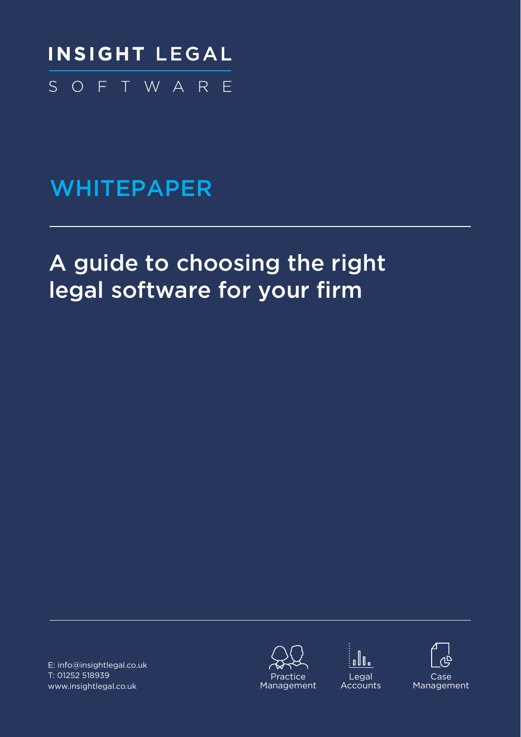**INSIGHT LEGAL**

SOFTWARE

## WHITEPAPER

# A guide to choosing the right legal software for your firm

E: info@insightlegal.co.uk
T: 01252 518939
www.insightlegal.co.uk

Practice Management

Legal Accounts

Case Management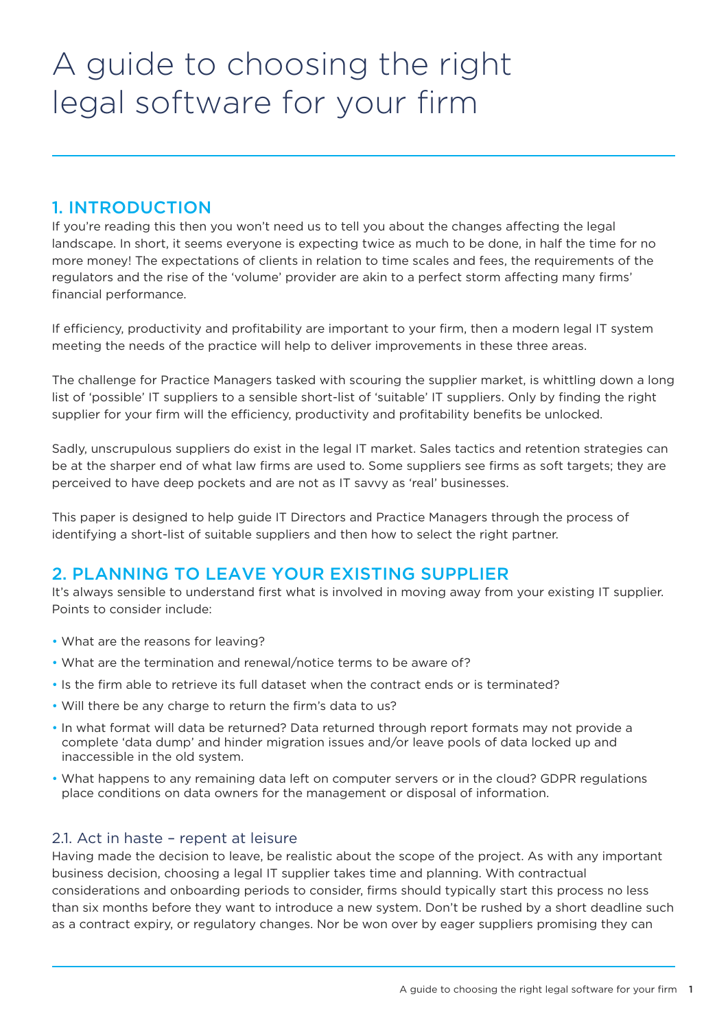# A guide to choosing the right legal software for your firm

## 1. INTRODUCTION

If you're reading this then you won't need us to tell you about the changes affecting the legal landscape. In short, it seems everyone is expecting twice as much to be done, in half the time for no more money! The expectations of clients in relation to time scales and fees, the requirements of the regulators and the rise of the 'volume' provider are akin to a perfect storm affecting many firms' financial performance.

If efficiency, productivity and profitability are important to your firm, then a modern legal IT system meeting the needs of the practice will help to deliver improvements in these three areas.

The challenge for Practice Managers tasked with scouring the supplier market, is whittling down a long list of 'possible' IT suppliers to a sensible short-list of 'suitable' IT suppliers. Only by finding the right supplier for your firm will the efficiency, productivity and profitability benefits be unlocked.

Sadly, unscrupulous suppliers do exist in the legal IT market. Sales tactics and retention strategies can be at the sharper end of what law firms are used to. Some suppliers see firms as soft targets; they are perceived to have deep pockets and are not as IT savvy as 'real' businesses.

This paper is designed to help guide IT Directors and Practice Managers through the process of identifying a short-list of suitable suppliers and then how to select the right partner.

## 2. PLANNING TO LEAVE YOUR EXISTING SUPPLIER

It's always sensible to understand first what is involved in moving away from your existing IT supplier. Points to consider include:

- What are the reasons for leaving?
- What are the termination and renewal/notice terms to be aware of?
- Is the firm able to retrieve its full dataset when the contract ends or is terminated?
- Will there be any charge to return the firm's data to us?
- In what format will data be returned? Data returned through report formats may not provide a complete 'data dump' and hinder migration issues and/or leave pools of data locked up and inaccessible in the old system.
- What happens to any remaining data left on computer servers or in the cloud? GDPR regulations place conditions on data owners for the management or disposal of information.

### 2.1. Act in haste – repent at leisure

Having made the decision to leave, be realistic about the scope of the project. As with any important business decision, choosing a legal IT supplier takes time and planning. With contractual considerations and onboarding periods to consider, firms should typically start this process no less than six months before they want to introduce a new system. Don't be rushed by a short deadline such as a contract expiry, or regulatory changes. Nor be won over by eager suppliers promising they can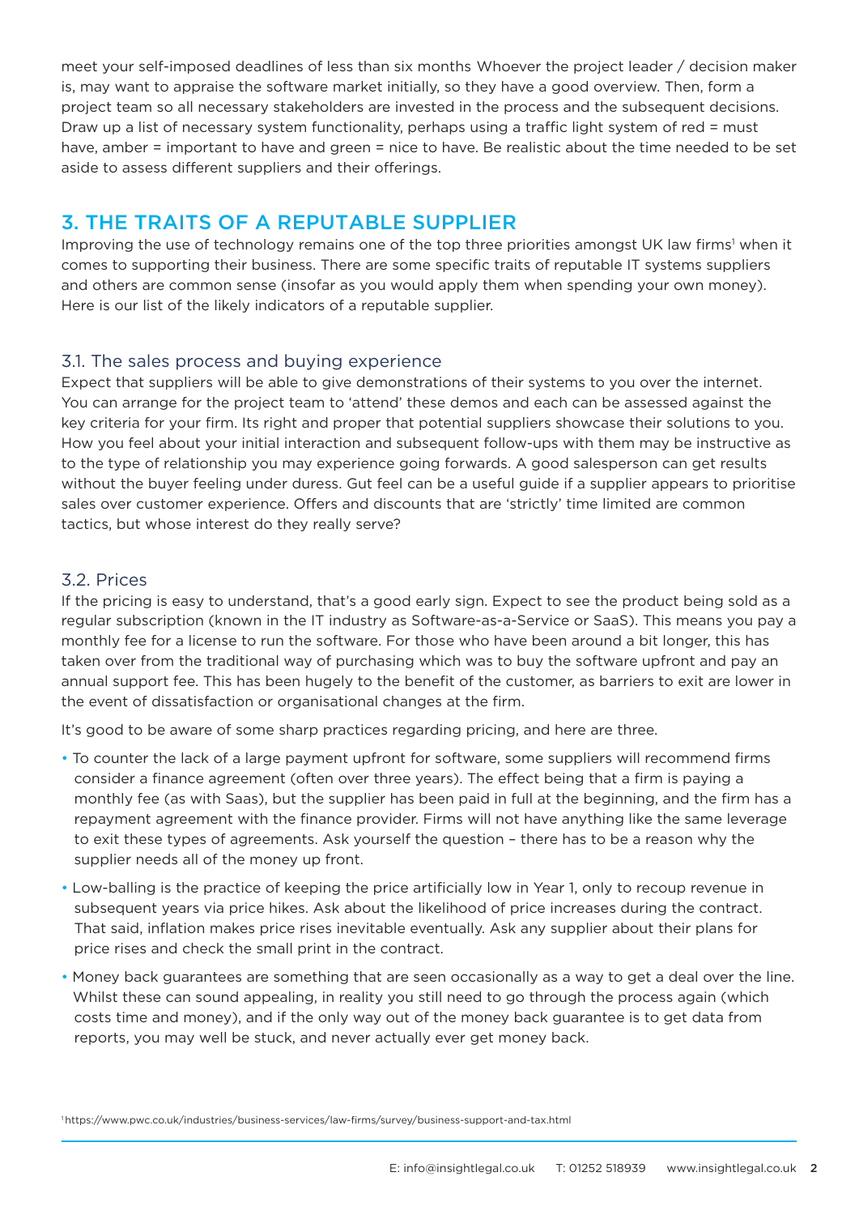meet your self-imposed deadlines of less than six months Whoever the project leader / decision maker is, may want to appraise the software market initially, so they have a good overview. Then, form a project team so all necessary stakeholders are invested in the process and the subsequent decisions. Draw up a list of necessary system functionality, perhaps using a traffic light system of red = must have, amber = important to have and green = nice to have. Be realistic about the time needed to be set aside to assess different suppliers and their offerings.

## 3. THE TRAITS OF A REPUTABLE SUPPLIER

Improving the use of technology remains one of the top three priorities amongst UK law firms[1] when it comes to supporting their business. There are some specific traits of reputable IT systems suppliers and others are common sense (insofar as you would apply them when spending your own money). Here is our list of the likely indicators of a reputable supplier.

### 3.1. The sales process and buying experience

Expect that suppliers will be able to give demonstrations of their systems to you over the internet. You can arrange for the project team to 'attend' these demos and each can be assessed against the key criteria for your firm. Its right and proper that potential suppliers showcase their solutions to you. How you feel about your initial interaction and subsequent follow-ups with them may be instructive as to the type of relationship you may experience going forwards. A good salesperson can get results without the buyer feeling under duress. Gut feel can be a useful guide if a supplier appears to prioritise sales over customer experience. Offers and discounts that are 'strictly' time limited are common tactics, but whose interest do they really serve?

### 3.2. Prices

If the pricing is easy to understand, that's a good early sign. Expect to see the product being sold as a regular subscription (known in the IT industry as Software-as-a-Service or SaaS). This means you pay a monthly fee for a license to run the software. For those who have been around a bit longer, this has taken over from the traditional way of purchasing which was to buy the software upfront and pay an annual support fee. This has been hugely to the benefit of the customer, as barriers to exit are lower in the event of dissatisfaction or organisational changes at the firm.

It's good to be aware of some sharp practices regarding pricing, and here are three.

- To counter the lack of a large payment upfront for software, some suppliers will recommend firms consider a finance agreement (often over three years). The effect being that a firm is paying a monthly fee (as with Saas), but the supplier has been paid in full at the beginning, and the firm has a repayment agreement with the finance provider. Firms will not have anything like the same leverage to exit these types of agreements. Ask yourself the question – there has to be a reason why the supplier needs all of the money up front.
- Low-balling is the practice of keeping the price artificially low in Year 1, only to recoup revenue in subsequent years via price hikes. Ask about the likelihood of price increases during the contract. That said, inflation makes price rises inevitable eventually. Ask any supplier about their plans for price rises and check the small print in the contract.
- Money back guarantees are something that are seen occasionally as a way to get a deal over the line. Whilst these can sound appealing, in reality you still need to go through the process again (which costs time and money), and if the only way out of the money back guarantee is to get data from reports, you may well be stuck, and never actually ever get money back.

[1] https://www.pwc.co.uk/industries/business-services/law-firms/survey/business-support-and-tax.html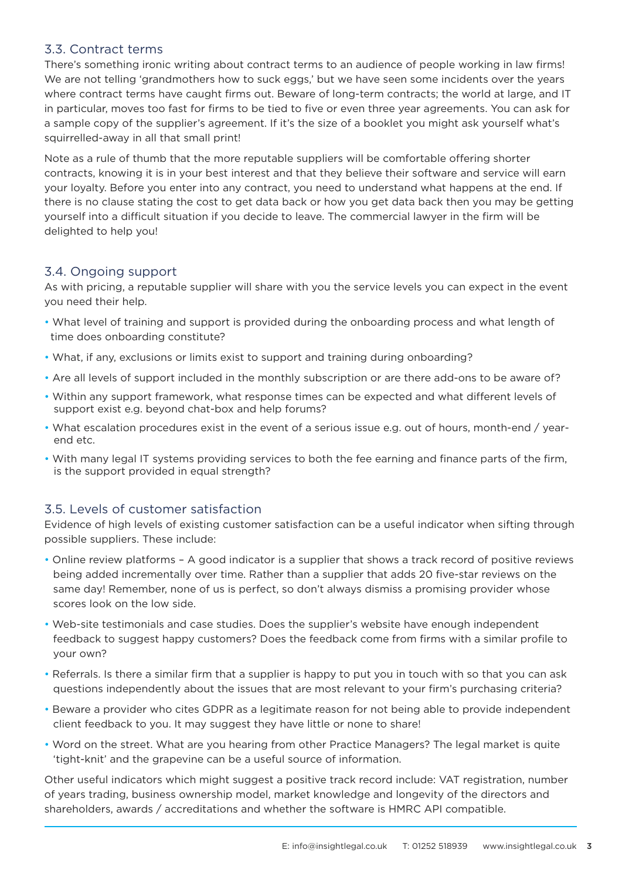### 3.3. Contract terms

There's something ironic writing about contract terms to an audience of people working in law firms! We are not telling 'grandmothers how to suck eggs,' but we have seen some incidents over the years where contract terms have caught firms out. Beware of long-term contracts; the world at large, and IT in particular, moves too fast for firms to be tied to five or even three year agreements. You can ask for a sample copy of the supplier's agreement. If it's the size of a booklet you might ask yourself what's squirrelled-away in all that small print!

Note as a rule of thumb that the more reputable suppliers will be comfortable offering shorter contracts, knowing it is in your best interest and that they believe their software and service will earn your loyalty. Before you enter into any contract, you need to understand what happens at the end. If there is no clause stating the cost to get data back or how you get data back then you may be getting yourself into a difficult situation if you decide to leave. The commercial lawyer in the firm will be delighted to help you!

### 3.4. Ongoing support

As with pricing, a reputable supplier will share with you the service levels you can expect in the event you need their help.

- What level of training and support is provided during the onboarding process and what length of time does onboarding constitute?
- What, if any, exclusions or limits exist to support and training during onboarding?
- Are all levels of support included in the monthly subscription or are there add-ons to be aware of?
- Within any support framework, what response times can be expected and what different levels of support exist e.g. beyond chat-box and help forums?
- What escalation procedures exist in the event of a serious issue e.g. out of hours, month-end / year-end etc.
- With many legal IT systems providing services to both the fee earning and finance parts of the firm, is the support provided in equal strength?

### 3.5. Levels of customer satisfaction

Evidence of high levels of existing customer satisfaction can be a useful indicator when sifting through possible suppliers. These include:

- Online review platforms – A good indicator is a supplier that shows a track record of positive reviews being added incrementally over time. Rather than a supplier that adds 20 five-star reviews on the same day! Remember, none of us is perfect, so don't always dismiss a promising provider whose scores look on the low side.
- Web-site testimonials and case studies. Does the supplier's website have enough independent feedback to suggest happy customers? Does the feedback come from firms with a similar profile to your own?
- Referrals. Is there a similar firm that a supplier is happy to put you in touch with so that you can ask questions independently about the issues that are most relevant to your firm's purchasing criteria?
- Beware a provider who cites GDPR as a legitimate reason for not being able to provide independent client feedback to you. It may suggest they have little or none to share!
- Word on the street. What are you hearing from other Practice Managers? The legal market is quite 'tight-knit' and the grapevine can be a useful source of information.

Other useful indicators which might suggest a positive track record include: VAT registration, number of years trading, business ownership model, market knowledge and longevity of the directors and shareholders, awards / accreditations and whether the software is HMRC API compatible.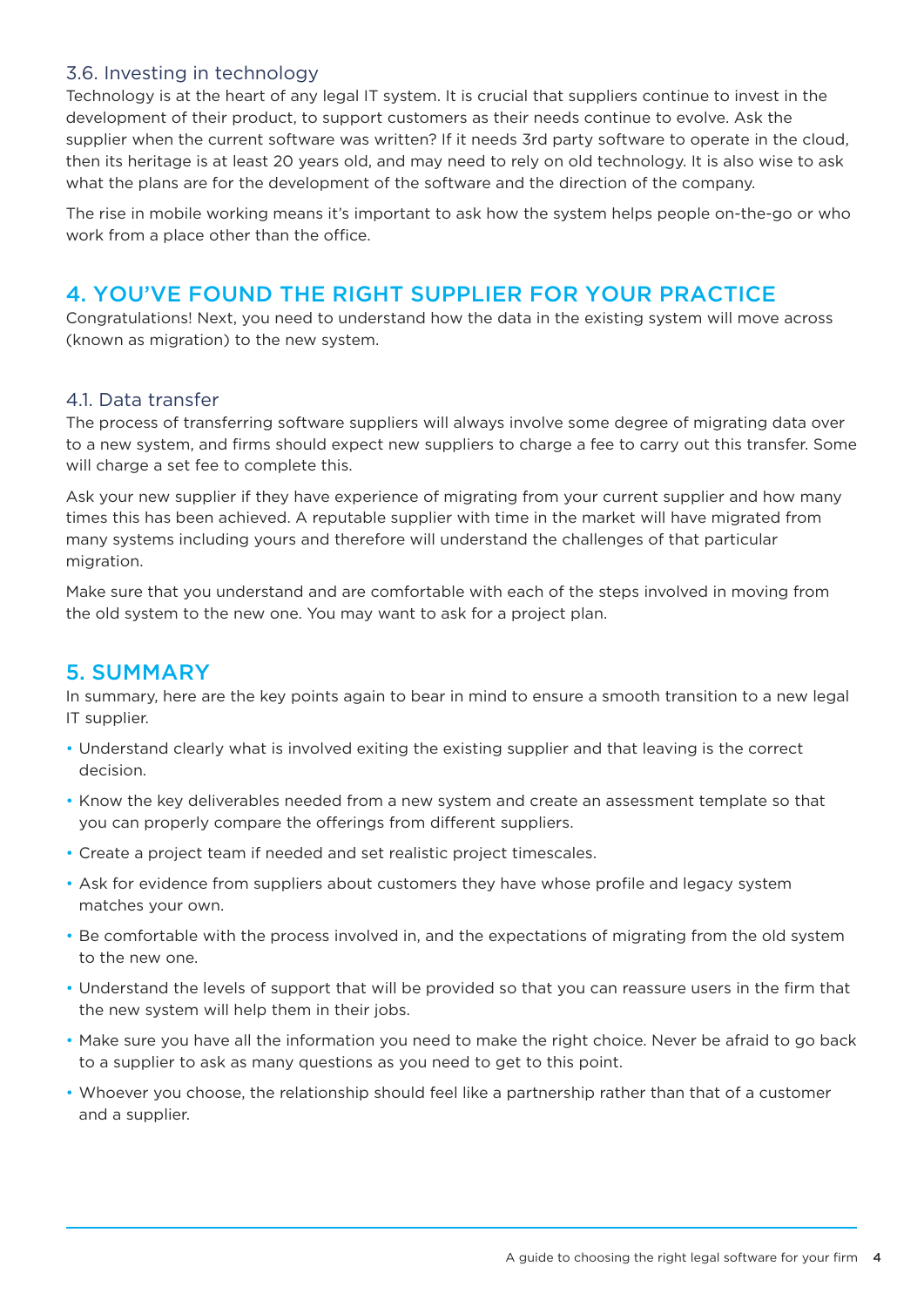### 3.6. Investing in technology

Technology is at the heart of any legal IT system. It is crucial that suppliers continue to invest in the development of their product, to support customers as their needs continue to evolve. Ask the supplier when the current software was written? If it needs 3rd party software to operate in the cloud, then its heritage is at least 20 years old, and may need to rely on old technology. It is also wise to ask what the plans are for the development of the software and the direction of the company.

The rise in mobile working means it's important to ask how the system helps people on-the-go or who work from a place other than the office.

## 4. YOU'VE FOUND THE RIGHT SUPPLIER FOR YOUR PRACTICE

Congratulations! Next, you need to understand how the data in the existing system will move across (known as migration) to the new system.

### 4.1. Data transfer

The process of transferring software suppliers will always involve some degree of migrating data over to a new system, and firms should expect new suppliers to charge a fee to carry out this transfer. Some will charge a set fee to complete this.

Ask your new supplier if they have experience of migrating from your current supplier and how many times this has been achieved. A reputable supplier with time in the market will have migrated from many systems including yours and therefore will understand the challenges of that particular migration.

Make sure that you understand and are comfortable with each of the steps involved in moving from the old system to the new one. You may want to ask for a project plan.

## 5. SUMMARY

In summary, here are the key points again to bear in mind to ensure a smooth transition to a new legal IT supplier.

- Understand clearly what is involved exiting the existing supplier and that leaving is the correct decision.
- Know the key deliverables needed from a new system and create an assessment template so that you can properly compare the offerings from different suppliers.
- Create a project team if needed and set realistic project timescales.
- Ask for evidence from suppliers about customers they have whose profile and legacy system matches your own.
- Be comfortable with the process involved in, and the expectations of migrating from the old system to the new one.
- Understand the levels of support that will be provided so that you can reassure users in the firm that the new system will help them in their jobs.
- Make sure you have all the information you need to make the right choice. Never be afraid to go back to a supplier to ask as many questions as you need to get to this point.
- Whoever you choose, the relationship should feel like a partnership rather than that of a customer and a supplier.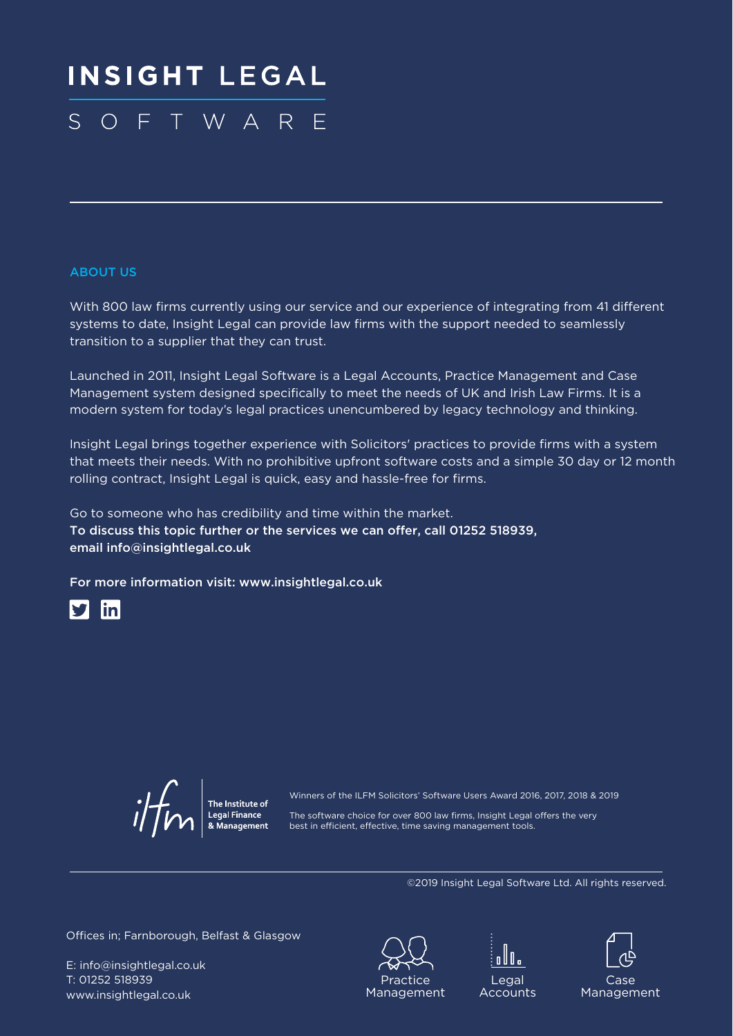# INSIGHT LEGAL

SOFTWARE

## ABOUT US

With 800 law firms currently using our service and our experience of integrating from 41 different systems to date, Insight Legal can provide law firms with the support needed to seamlessly transition to a supplier that they can trust.

Launched in 2011, Insight Legal Software is a Legal Accounts, Practice Management and Case Management system designed specifically to meet the needs of UK and Irish Law Firms. It is a modern system for today's legal practices unencumbered by legacy technology and thinking.

Insight Legal brings together experience with Solicitors' practices to provide firms with a system that meets their needs. With no prohibitive upfront software costs and a simple 30 day or 12 month rolling contract, Insight Legal is quick, easy and hassle-free for firms.

Go to someone who has credibility and time within the market.
**To discuss this topic further or the services we can offer, call 01252 518939, email info@insightlegal.co.uk**

**For more information visit: www.insightlegal.co.uk**

ilfm | The Institute of Legal Finance & Management

Winners of the ILFM Solicitors' Software Users Award 2016, 2017, 2018 & 2019

The software choice for over 800 law firms, Insight Legal offers the very best in efficient, effective, time saving management tools.

©2019 Insight Legal Software Ltd. All rights reserved.

Offices in; Farnborough, Belfast & Glasgow

E: info@insightlegal.co.uk
T: 01252 518939
www.insightlegal.co.uk

Practice Management | Legal Accounts | Case Management